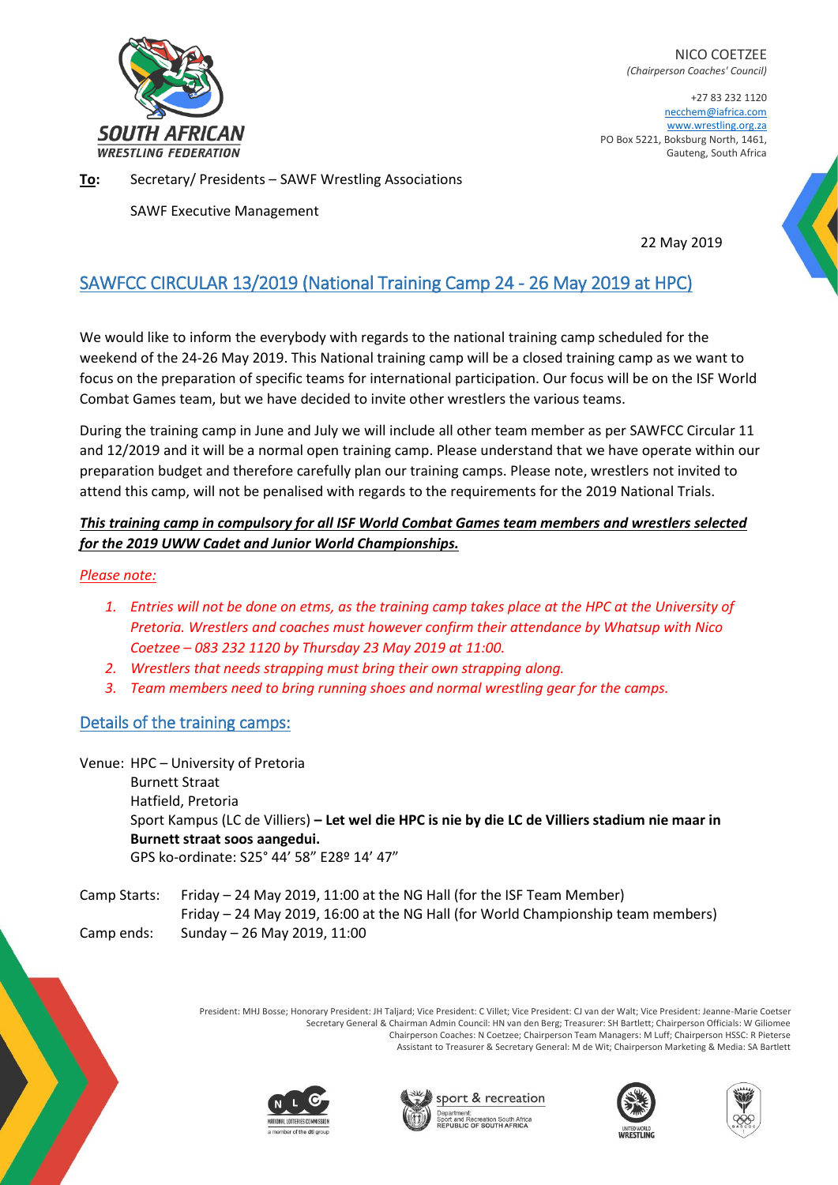**SOUTH AFRICAN WRESTLING FEDERATION**

NICO COETZEE
*(Chairperson Coaches' Council)*

+27 83 232 1120
necchem@iafrica.com
www.wrestling.org.za
PO Box 5221, Boksburg North, 1461,
Gauteng, South Africa

**To:** Secretary/ Presidents – SAWF Wrestling Associations

SAWF Executive Management

22 May 2019

## SAWFCC CIRCULAR 13/2019 (National Training Camp 24 - 26 May 2019 at HPC)

We would like to inform the everybody with regards to the national training camp scheduled for the weekend of the 24-26 May 2019. This National training camp will be a closed training camp as we want to focus on the preparation of specific teams for international participation. Our focus will be on the ISF World Combat Games team, but we have decided to invite other wrestlers the various teams.

During the training camp in June and July we will include all other team member as per SAWFCC Circular 11 and 12/2019 and it will be a normal open training camp. Please understand that we have operate within our preparation budget and therefore carefully plan our training camps. Please note, wrestlers not invited to attend this camp, will not be penalised with regards to the requirements for the 2019 National Trials.

***This training camp in compulsory for all ISF World Combat Games team members and wrestlers selected for the 2019 UWW Cadet and Junior World Championships.***

*Please note:*

1. *Entries will not be done on etms, as the training camp takes place at the HPC at the University of Pretoria. Wrestlers and coaches must however confirm their attendance by Whatsup with Nico Coetzee – 083 232 1120 by Thursday 23 May 2019 at 11:00.*
2. *Wrestlers that needs strapping must bring their own strapping along.*
3. *Team members need to bring running shoes and normal wrestling gear for the camps.*

## Details of the training camps:

Venue: HPC – University of Pretoria
Burnett Straat
Hatfield, Pretoria
Sport Kampus (LC de Villiers) **– Let wel die HPC is nie by die LC de Villiers stadium nie maar in Burnett straat soos aangedui.**
GPS ko-ordinate: S25° 44' 58" E28º 14' 47"

Camp Starts: Friday – 24 May 2019, 11:00 at the NG Hall (for the ISF Team Member)
Friday – 24 May 2019, 16:00 at the NG Hall (for World Championship team members)

Camp ends: Sunday – 26 May 2019, 11:00

President: MHJ Bosse; Honorary President: JH Taljard; Vice President: C Villet; Vice President: CJ van der Walt; Vice President: Jeanne-Marie Coetser
Secretary General & Chairman Admin Council: HN van den Berg; Treasurer: SH Bartlett; Chairperson Officials: W Giliomee
Chairperson Coaches: N Coetzee; Chairperson Team Managers: M Luff; Chairperson HSSC: R Pieterse
Assistant to Treasurer & Secretary General: M de Wit; Chairperson Marketing & Media: SA Bartlett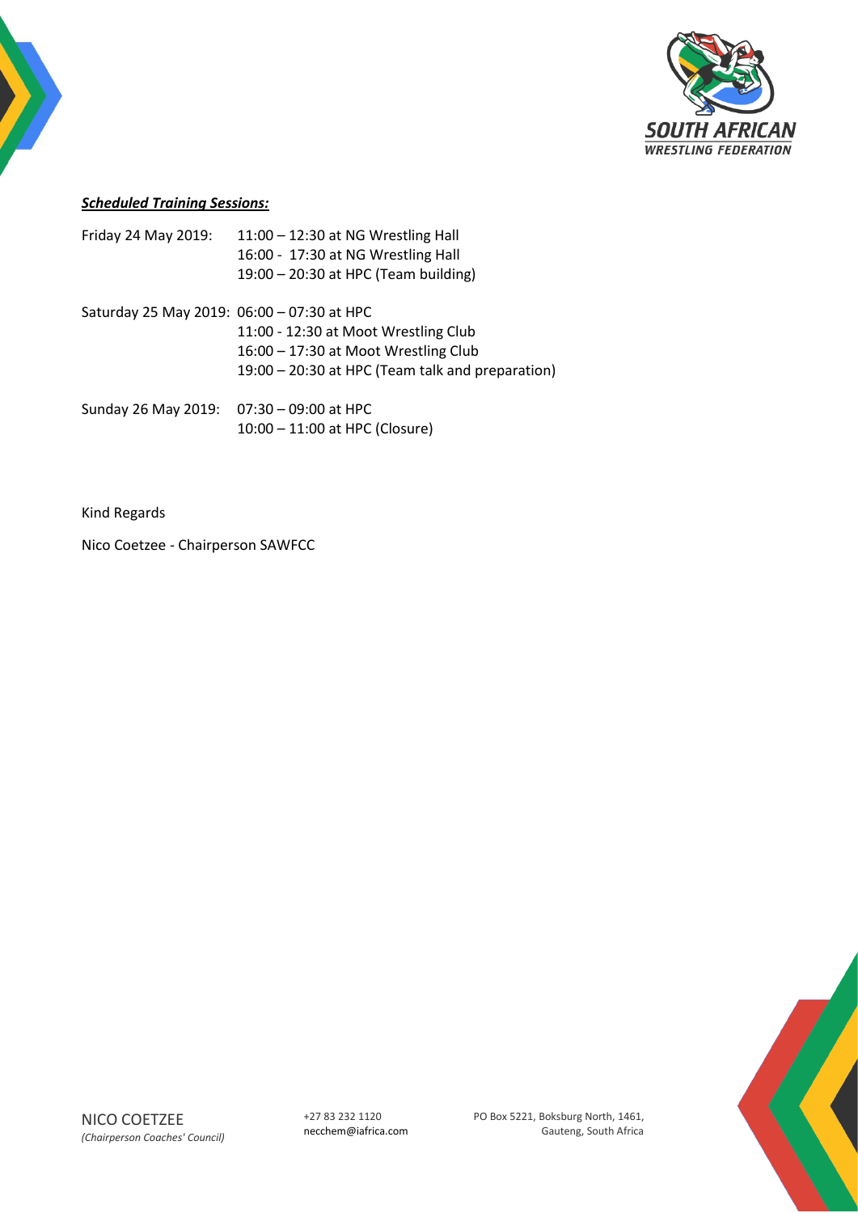***Scheduled Training Sessions:***

Friday 24 May 2019: 11:00 – 12:30 at NG Wrestling Hall
16:00 - 17:30 at NG Wrestling Hall
19:00 – 20:30 at HPC (Team building)

Saturday 25 May 2019: 06:00 – 07:30 at HPC
11:00 - 12:30 at Moot Wrestling Club
16:00 – 17:30 at Moot Wrestling Club
19:00 – 20:30 at HPC (Team talk and preparation)

Sunday 26 May 2019: 07:30 – 09:00 at HPC
10:00 – 11:00 at HPC (Closure)

Kind Regards

Nico Coetzee - Chairperson SAWFCC